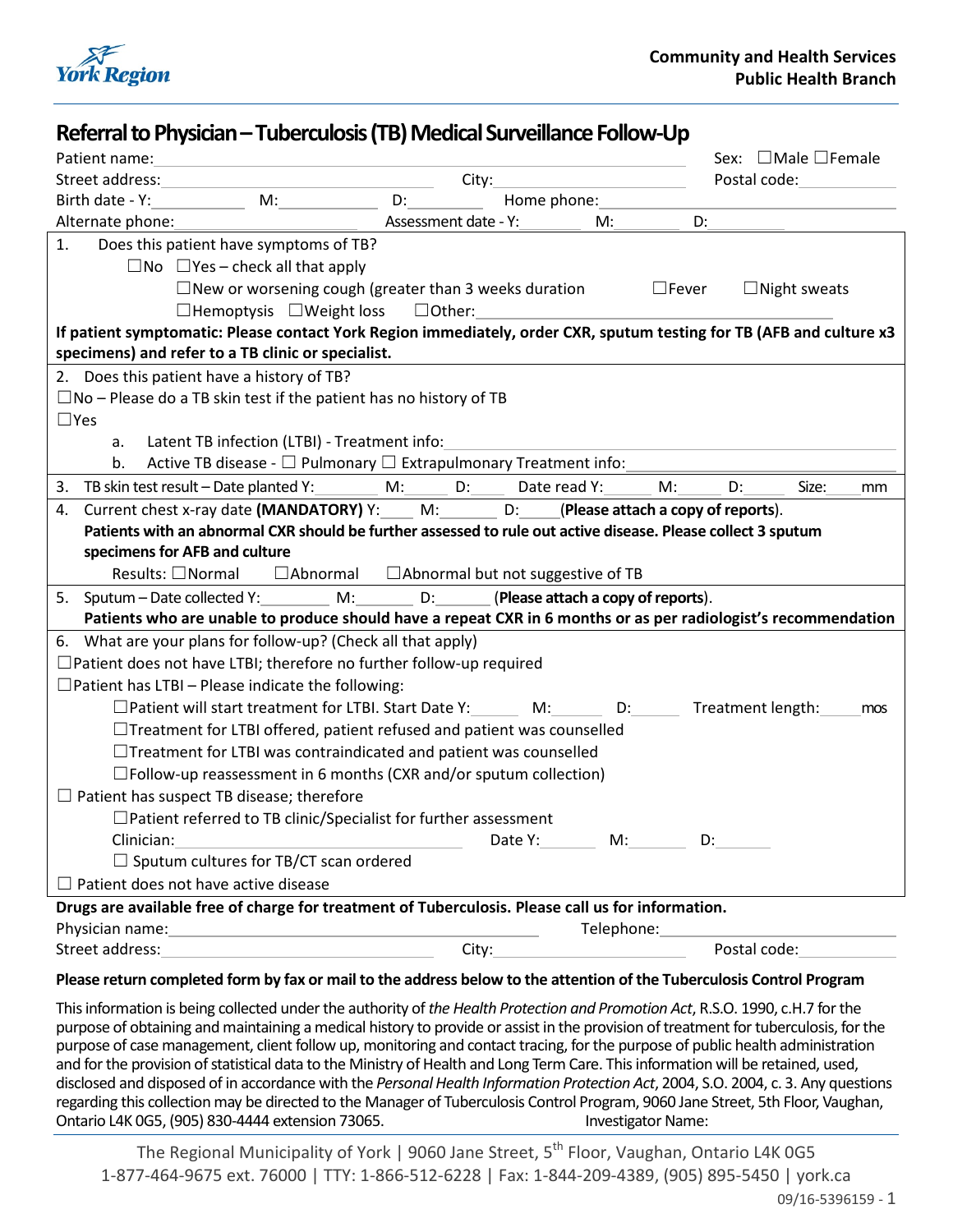York Region

**Community and Health Services**
**Public Health Branch**

# Referral to Physician – Tuberculosis (TB) Medical Surveillance Follow-Up

Patient name:\_\_\_\_\_\_\_\_\_\_\_\_\_\_\_\_\_\_\_\_ Sex: ☐Male ☐Female

Street address:\_\_\_\_\_\_\_\_\_\_ City:\_\_\_\_\_\_\_\_\_\_ Postal code:\_\_\_\_\_\_\_\_

Birth date - Y:\_\_\_\_\_ M:\_\_\_\_\_ D:\_\_\_\_\_ Home phone:\_\_\_\_\_\_\_\_\_\_

Alternate phone:\_\_\_\_\_\_\_\_\_\_ Assessment date - Y:\_\_\_\_\_ M:\_\_\_\_\_ D:\_\_\_\_\_

1. Does this patient have symptoms of TB?
   ☐No ☐Yes – check all that apply
   ☐New or worsening cough (greater than 3 weeks duration ☐Fever ☐Night sweats
   ☐Hemoptysis ☐Weight loss ☐Other:\_\_\_\_\_\_\_\_\_\_

**If patient symptomatic: Please contact York Region immediately, order CXR, sputum testing for TB (AFB and culture x3 specimens) and refer to a TB clinic or specialist.**

2. Does this patient have a history of TB?
   ☐No – Please do a TB skin test if the patient has no history of TB
   ☐Yes
   a. Latent TB infection (LTBI) - Treatment info:\_\_\_\_\_\_\_\_\_\_
   b. Active TB disease - ☐ Pulmonary ☐ Extrapulmonary Treatment info:\_\_\_\_\_\_\_\_\_\_

3. TB skin test result – Date planted Y:\_\_\_\_\_ M:\_\_\_\_\_ D:\_\_\_\_\_ Date read Y:\_\_\_\_\_ M:\_\_\_\_\_ D:\_\_\_\_\_ Size:\_\_\_\_\_mm

4. Current chest x-ray date **(MANDATORY)** Y:\_\_\_\_\_ M:\_\_\_\_\_ D:\_\_\_\_\_(**Please attach a copy of reports**).
   **Patients with an abnormal CXR should be further assessed to rule out active disease. Please collect 3 sputum specimens for AFB and culture**
   Results: ☐Normal ☐Abnormal ☐Abnormal but not suggestive of TB

5. Sputum – Date collected Y:\_\_\_\_\_ M:\_\_\_\_\_ D:\_\_\_\_\_ (**Please attach a copy of reports**).
   **Patients who are unable to produce should have a repeat CXR in 6 months or as per radiologist's recommendation**

6. What are your plans for follow-up? (Check all that apply)
   ☐Patient does not have LTBI; therefore no further follow-up required
   ☐Patient has LTBI – Please indicate the following:
   ☐Patient will start treatment for LTBI. Start Date Y:\_\_\_\_\_ M:\_\_\_\_\_ D:\_\_\_\_\_ Treatment length:\_\_\_\_\_mos
   ☐Treatment for LTBI offered, patient refused and patient was counselled
   ☐Treatment for LTBI was contraindicated and patient was counselled
   ☐Follow-up reassessment in 6 months (CXR and/or sputum collection)
   ☐ Patient has suspect TB disease; therefore
   ☐Patient referred to TB clinic/Specialist for further assessment
   Clinician:\_\_\_\_\_\_\_\_\_\_ Date Y:\_\_\_\_\_ M:\_\_\_\_\_ D:\_\_\_\_\_
   ☐ Sputum cultures for TB/CT scan ordered
   ☐ Patient does not have active disease

**Drugs are available free of charge for treatment of Tuberculosis. Please call us for information.**

Physician name:\_\_\_\_\_\_\_\_\_\_ Telephone:\_\_\_\_\_\_\_\_\_\_

Street address:\_\_\_\_\_\_\_\_\_\_ City:\_\_\_\_\_\_\_\_\_\_ Postal code:\_\_\_\_\_\_\_\_

**Please return completed form by fax or mail to the address below to the attention of the Tuberculosis Control Program**

This information is being collected under the authority of *the Health Protection and Promotion Act*, R.S.O. 1990, c.H.7 for the purpose of obtaining and maintaining a medical history to provide or assist in the provision of treatment for tuberculosis, for the purpose of case management, client follow up, monitoring and contact tracing, for the purpose of public health administration and for the provision of statistical data to the Ministry of Health and Long Term Care. This information will be retained, used, disclosed and disposed of in accordance with the *Personal Health Information Protection Act*, 2004, S.O. 2004, c. 3. Any questions regarding this collection may be directed to the Manager of Tuberculosis Control Program, 9060 Jane Street, 5th Floor, Vaughan, Ontario L4K 0G5, (905) 830-4444 extension 73065. Investigator Name:

The Regional Municipality of York | 9060 Jane Street, 5th Floor, Vaughan, Ontario L4K 0G5
1-877-464-9675 ext. 76000 | TTY: 1-866-512-6228 | Fax: 1-844-209-4389, (905) 895-5450 | york.ca

09/16-5396159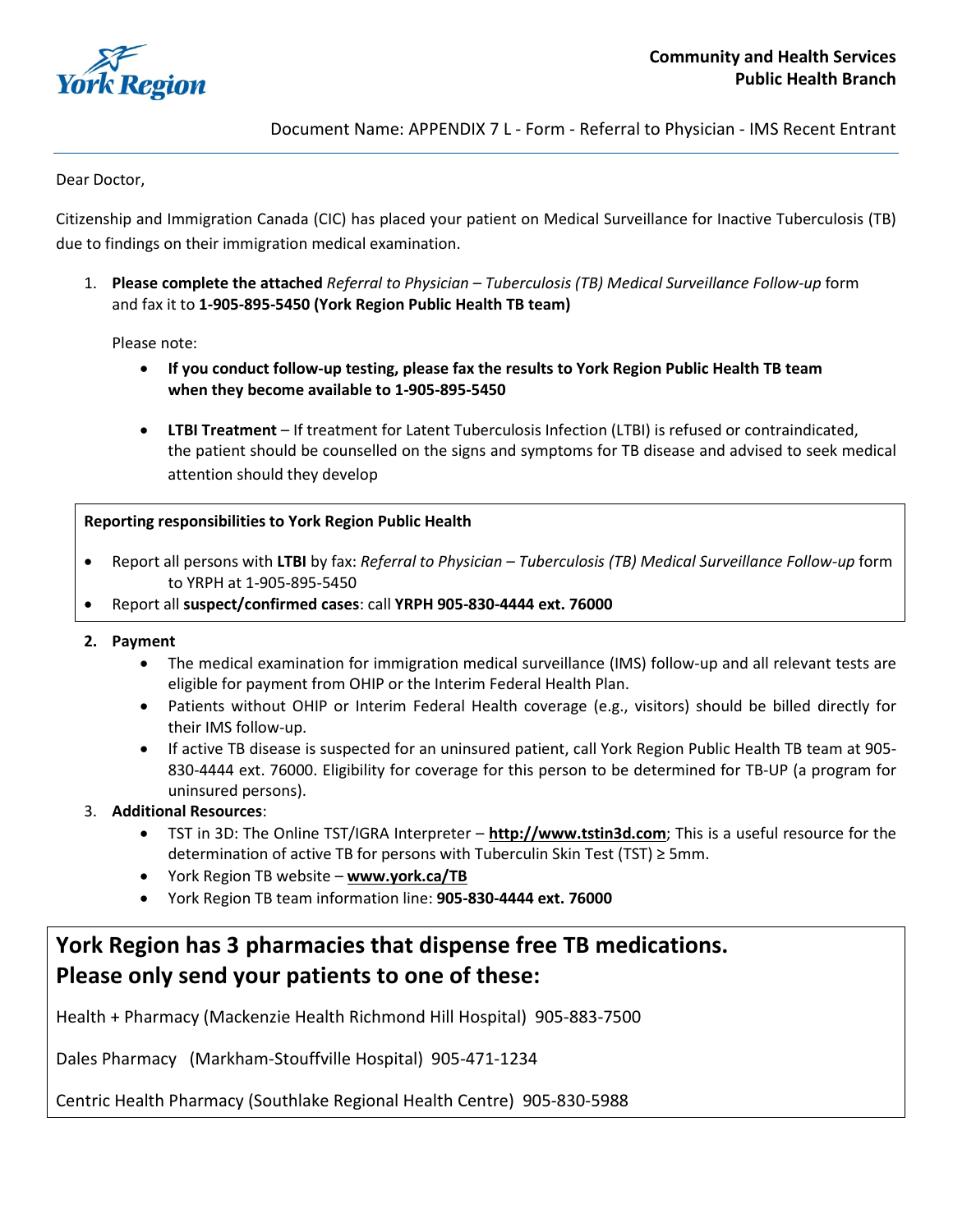Community and Health Services
Public Health Branch

Document Name: APPENDIX 7 L - Form - Referral to Physician - IMS Recent Entrant

Dear Doctor,

Citizenship and Immigration Canada (CIC) has placed your patient on Medical Surveillance for Inactive Tuberculosis (TB) due to findings on their immigration medical examination.

1. **Please complete the attached** *Referral to Physician – Tuberculosis (TB) Medical Surveillance Follow-up* form and fax it to **1-905-895-5450 (York Region Public Health TB team)**

   Please note:

   - **If you conduct follow-up testing, please fax the results to York Region Public Health TB team when they become available to 1-905-895-5450**
   - **LTBI Treatment** – If treatment for Latent Tuberculosis Infection (LTBI) is refused or contraindicated, the patient should be counselled on the signs and symptoms for TB disease and advised to seek medical attention should they develop

**Reporting responsibilities to York Region Public Health**

- Report all persons with **LTBI** by fax: *Referral to Physician – Tuberculosis (TB) Medical Surveillance Follow-up* form to YRPH at 1-905-895-5450
- Report all **suspect/confirmed cases**: call **YRPH 905-830-4444 ext. 76000**

2. **Payment**
   - The medical examination for immigration medical surveillance (IMS) follow-up and all relevant tests are eligible for payment from OHIP or the Interim Federal Health Plan.
   - Patients without OHIP or Interim Federal Health coverage (e.g., visitors) should be billed directly for their IMS follow-up.
   - If active TB disease is suspected for an uninsured patient, call York Region Public Health TB team at 905-830-4444 ext. 76000. Eligibility for coverage for this person to be determined for TB-UP (a program for uninsured persons).
3. **Additional Resources**:
   - TST in 3D: The Online TST/IGRA Interpreter – **http://www.tstin3d.com**; This is a useful resource for the determination of active TB for persons with Tuberculin Skin Test (TST) ≥ 5mm.
   - York Region TB website – **www.york.ca/TB**
   - York Region TB team information line: **905-830-4444 ext. 76000**

## York Region has 3 pharmacies that dispense free TB medications. Please only send your patients to one of these:

Health + Pharmacy (Mackenzie Health Richmond Hill Hospital) 905-883-7500

Dales Pharmacy (Markham-Stouffville Hospital) 905-471-1234

Centric Health Pharmacy (Southlake Regional Health Centre) 905-830-5988